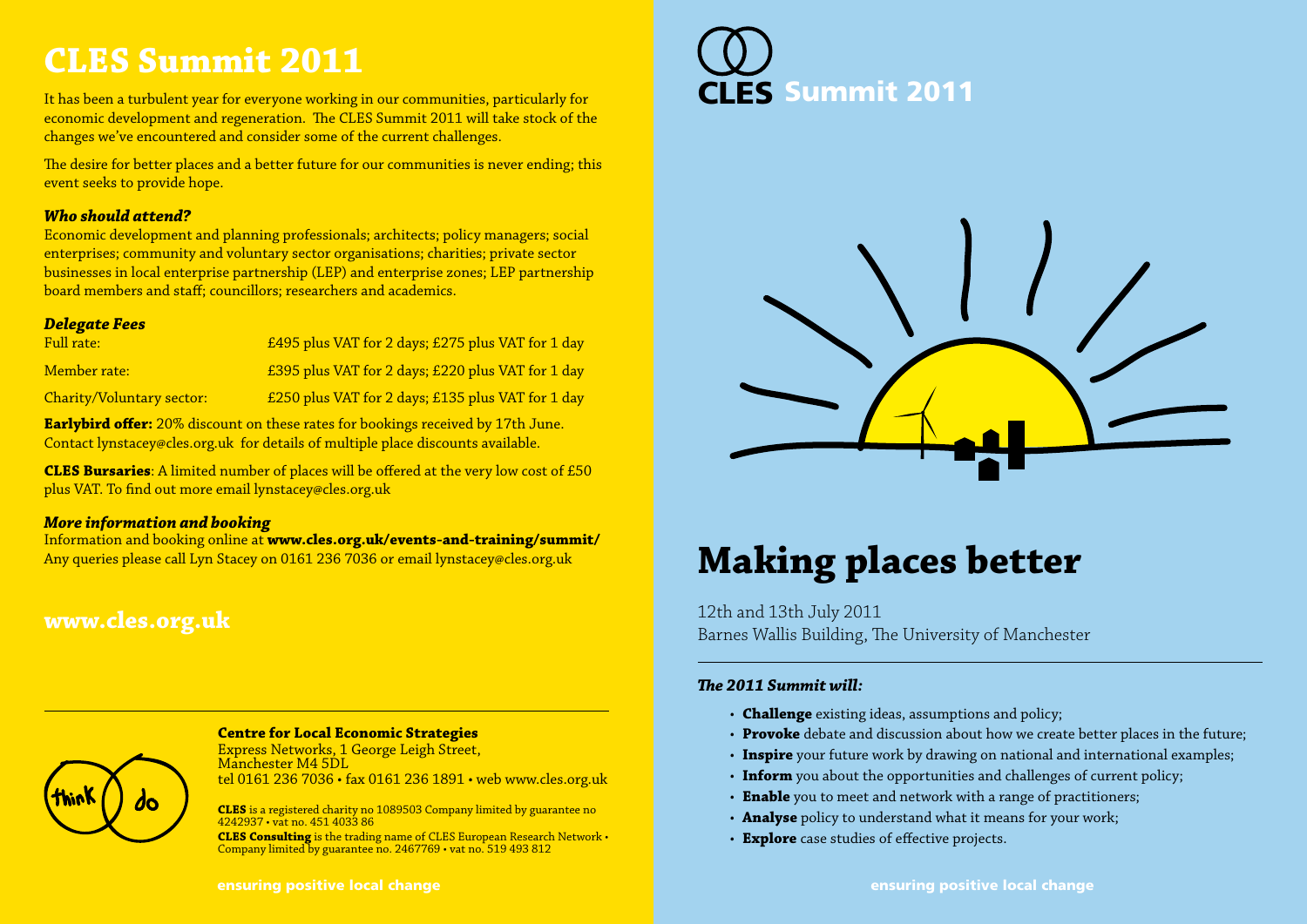# CLES Summit 2011

It has been a turbulent year for everyone working in our communities, particularly for economic development and regeneration. The CLES Summit 2011 will take stock of the changes we've encountered and consider some of the current challenges.

The desire for better places and a better future for our communities is never ending; this event seeks to provide hope.

***Who should attend?***

Economic development and planning professionals; architects; policy managers; social enterprises; community and voluntary sector organisations; charities; private sector businesses in local enterprise partnership (LEP) and enterprise zones; LEP partnership board members and staff; councillors; researchers and academics.

***Delegate Fees***

| | |
|---|---|
| Full rate: | £495 plus VAT for 2 days; £275 plus VAT for 1 day |
| Member rate: | £395 plus VAT for 2 days; £220 plus VAT for 1 day |
| Charity/Voluntary sector: | £250 plus VAT for 2 days; £135 plus VAT for 1 day |

**Earlybird offer:** 20% discount on these rates for bookings received by 17th June. Contact lynstacey@cles.org.uk for details of multiple place discounts available.

**CLES Bursaries**: A limited number of places will be offered at the very low cost of £50 plus VAT. To find out more email lynstacey@cles.org.uk

***More information and booking***

Information and booking online at **www.cles.org.uk/events-and-training/summit/**
Any queries please call Lyn Stacey on 0161 236 7036 or email lynstacey@cles.org.uk

## www.cles.org.uk

**Centre for Local Economic Strategies**
Express Networks, 1 George Leigh Street,
Manchester M4 5DL
tel 0161 236 7036 • fax 0161 236 1891 • web www.cles.org.uk

**CLES** is a registered charity no 1089503 Company limited by guarantee no 4242937 • vat no. 451 4033 86
**CLES Consulting** is the trading name of CLES European Research Network • Company limited by guarantee no. 2467769 • vat no. 519 493 812

ensuring positive local change

# CLES Summit 2011

# Making places better

12th and 13th July 2011
Barnes Wallis Building, The University of Manchester

***The 2011 Summit will:***

- **Challenge** existing ideas, assumptions and policy;
- **Provoke** debate and discussion about how we create better places in the future;
- **Inspire** your future work by drawing on national and international examples;
- **Inform** you about the opportunities and challenges of current policy;
- **Enable** you to meet and network with a range of practitioners;
- **Analyse** policy to understand what it means for your work;
- **Explore** case studies of effective projects.

ensuring positive local change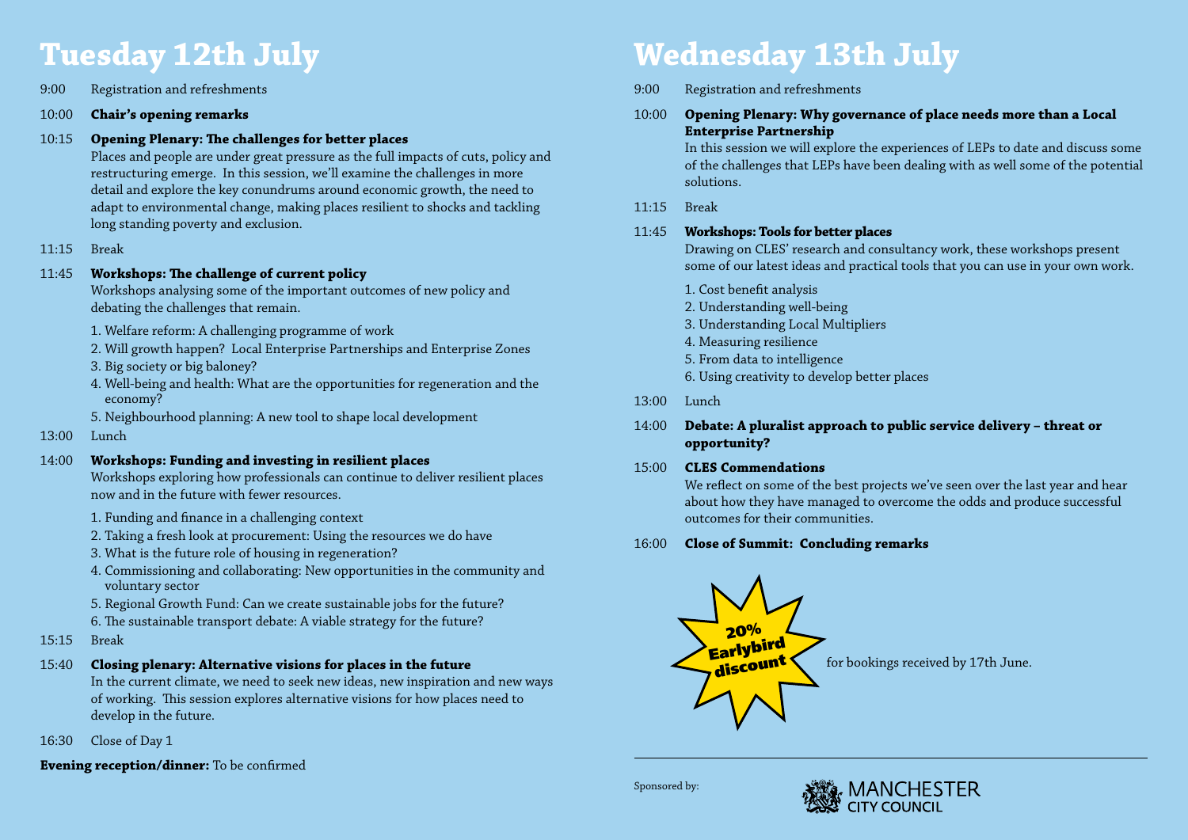# Tuesday 12th July

9:00 Registration and refreshments

10:00 **Chair's opening remarks**

10:15 **Opening Plenary: The challenges for better places**

Places and people are under great pressure as the full impacts of cuts, policy and restructuring emerge. In this session, we'll examine the challenges in more detail and explore the key conundrums around economic growth, the need to adapt to environmental change, making places resilient to shocks and tackling long standing poverty and exclusion.

11:15 Break

11:45 **Workshops: The challenge of current policy**

Workshops analysing some of the important outcomes of new policy and debating the challenges that remain.

1. Welfare reform: A challenging programme of work
2. Will growth happen? Local Enterprise Partnerships and Enterprise Zones
3. Big society or big baloney?
4. Well-being and health: What are the opportunities for regeneration and the economy?
5. Neighbourhood planning: A new tool to shape local development

13:00 Lunch

14:00 **Workshops: Funding and investing in resilient places**

Workshops exploring how professionals can continue to deliver resilient places now and in the future with fewer resources.

1. Funding and finance in a challenging context
2. Taking a fresh look at procurement: Using the resources we do have
3. What is the future role of housing in regeneration?
4. Commissioning and collaborating: New opportunities in the community and voluntary sector
5. Regional Growth Fund: Can we create sustainable jobs for the future?
6. The sustainable transport debate: A viable strategy for the future?

15:15 Break

15:40 **Closing plenary: Alternative visions for places in the future**

In the current climate, we need to seek new ideas, new inspiration and new ways of working. This session explores alternative visions for how places need to develop in the future.

16:30 Close of Day 1

**Evening reception/dinner:** To be confirmed

# Wednesday 13th July

9:00 Registration and refreshments

10:00 **Opening Plenary: Why governance of place needs more than a Local Enterprise Partnership**

In this session we will explore the experiences of LEPs to date and discuss some of the challenges that LEPs have been dealing with as well some of the potential solutions.

11:15 Break

11:45 **Workshops: Tools for better places**

Drawing on CLES' research and consultancy work, these workshops present some of our latest ideas and practical tools that you can use in your own work.

1. Cost benefit analysis
2. Understanding well-being
3. Understanding Local Multipliers
4. Measuring resilience
5. From data to intelligence
6. Using creativity to develop better places

13:00 Lunch

14:00 **Debate: A pluralist approach to public service delivery – threat or opportunity?**

15:00 **CLES Commendations**

We reflect on some of the best projects we've seen over the last year and hear about how they have managed to overcome the odds and produce successful outcomes for their communities.

16:00 **Close of Summit: Concluding remarks**

**20% Earlybird discount** for bookings received by 17th June.

Sponsored by: MANCHESTER CITY COUNCIL